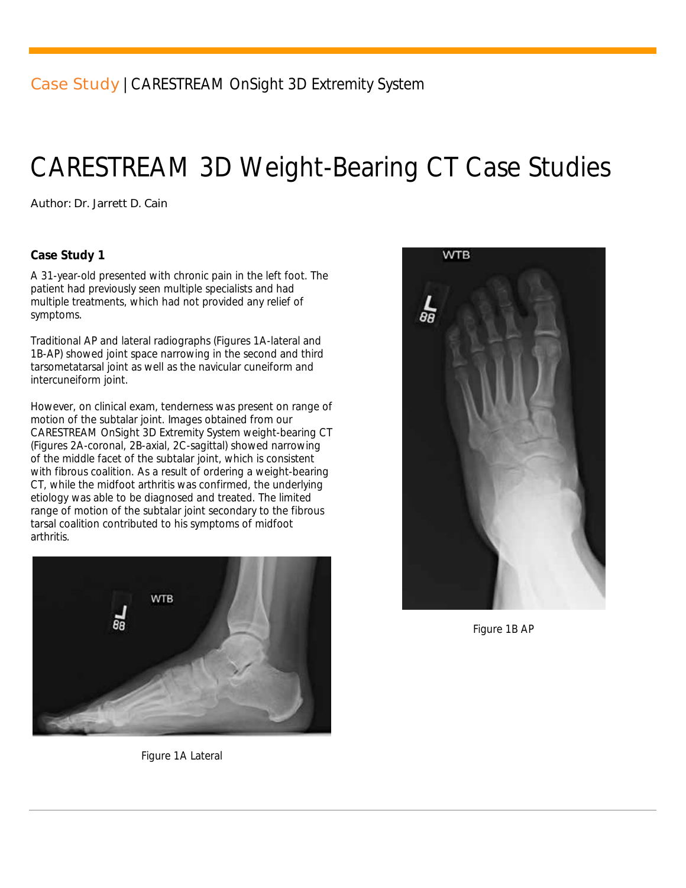Case Study | CARESTREAM OnSight 3D Extremity System

# CARESTREAM 3D Weight-Bearing CT Case Studies

Author: Dr. Jarrett D. Cain

**Case Study 1**

A 31-year-old presented with chronic pain in the left foot. The patient had previously seen multiple specialists and had multiple treatments, which had not provided any relief of symptoms.

Traditional AP and lateral radiographs (Figures 1A-lateral and 1B-AP) showed joint space narrowing in the second and third tarsometatarsal joint as well as the navicular cuneiform and intercuneiform joint.

However, on clinical exam, tenderness was present on range of motion of the subtalar joint. Images obtained from our CARESTREAM OnSight 3D Extremity System weight-bearing CT (Figures 2A-coronal, 2B-axial, 2C-sagittal) showed narrowing of the middle facet of the subtalar joint, which is consistent with fibrous coalition. As a result of ordering a weight-bearing CT, while the midfoot arthritis was confirmed, the underlying etiology was able to be diagnosed and treated. The limited range of motion of the subtalar joint secondary to the fibrous tarsal coalition contributed to his symptoms of midfoot arthritis.

Figure 1A Lateral

Figure 1B AP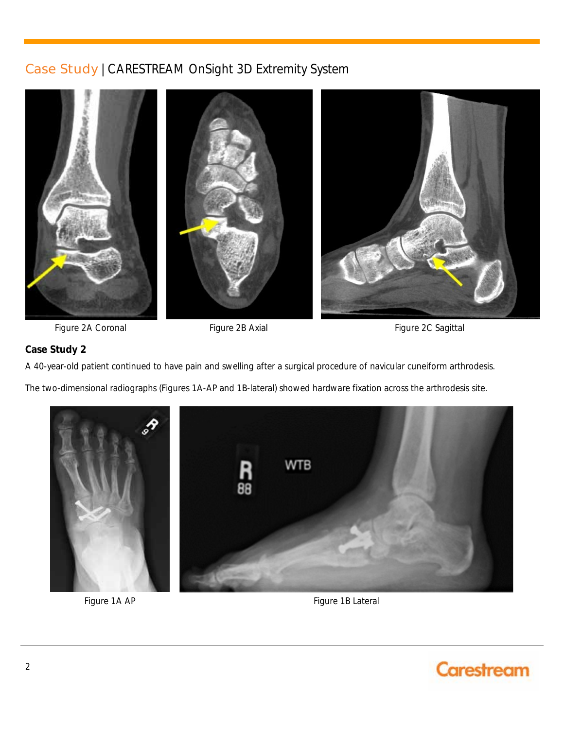## Case Study | CARESTREAM OnSight 3D Extremity System

Figure 2A Coronal

Figure 2B Axial

Figure 2C Sagittal

**Case Study 2**

A 40-year-old patient continued to have pain and swelling after a surgical procedure of navicular cuneiform arthrodesis.

The two-dimensional radiographs (Figures 1A-AP and 1B-lateral) showed hardware fixation across the arthrodesis site.

Figure 1A AP

Figure 1B Lateral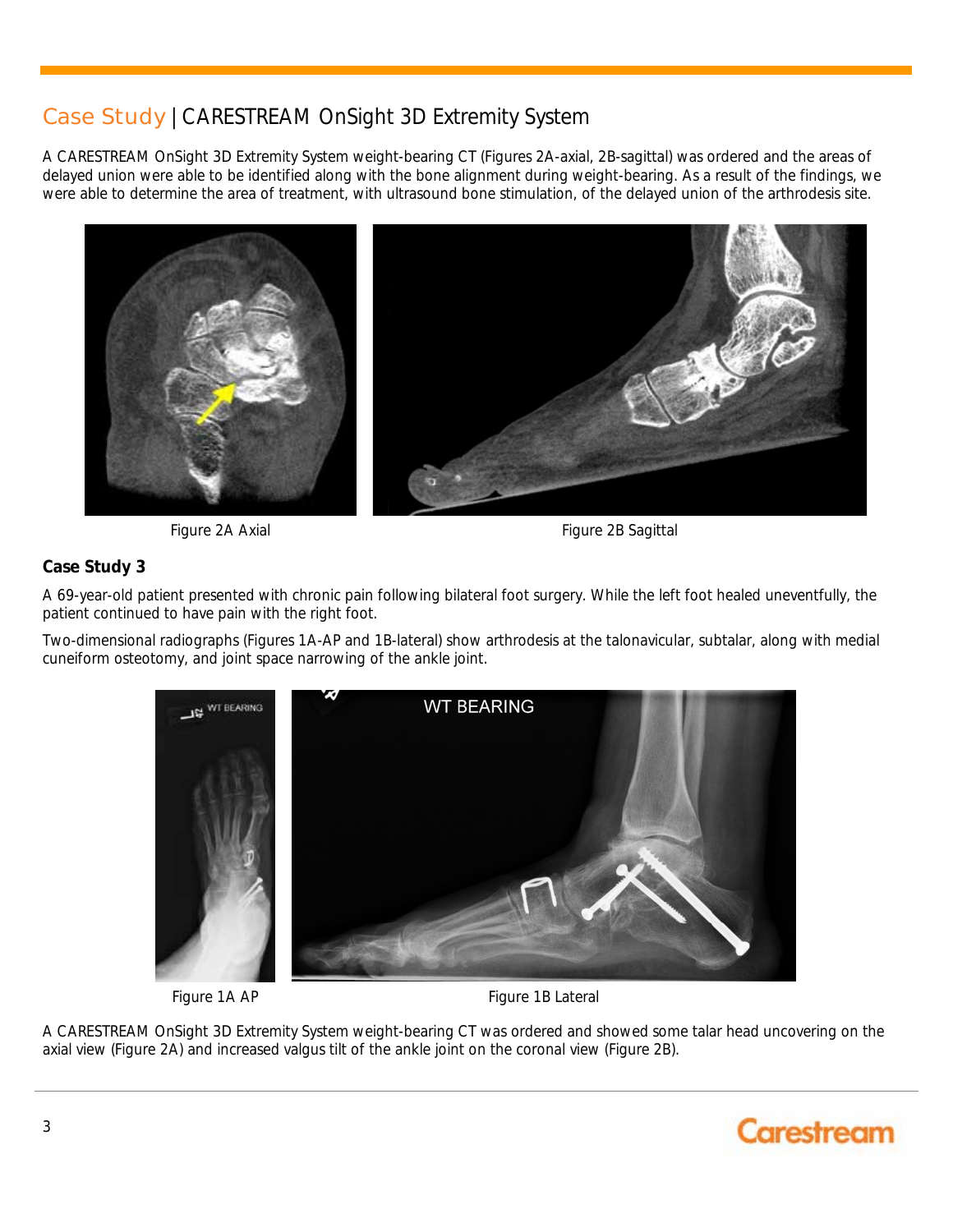## Case Study | CARESTREAM OnSight 3D Extremity System

A CARESTREAM OnSight 3D Extremity System weight-bearing CT (Figures 2A-axial, 2B-sagittal) was ordered and the areas of delayed union were able to be identified along with the bone alignment during weight-bearing. As a result of the findings, we were able to determine the area of treatment, with ultrasound bone stimulation, of the delayed union of the arthrodesis site.

Figure 2A Axial

Figure 2B Sagittal

**Case Study 3**

A 69-year-old patient presented with chronic pain following bilateral foot surgery. While the left foot healed uneventfully, the patient continued to have pain with the right foot.

Two-dimensional radiographs (Figures 1A-AP and 1B-lateral) show arthrodesis at the talonavicular, subtalar, along with medial cuneiform osteotomy, and joint space narrowing of the ankle joint.

Figure 1A AP

Figure 1B Lateral

A CARESTREAM OnSight 3D Extremity System weight-bearing CT was ordered and showed some talar head uncovering on the axial view (Figure 2A) and increased valgus tilt of the ankle joint on the coronal view (Figure 2B).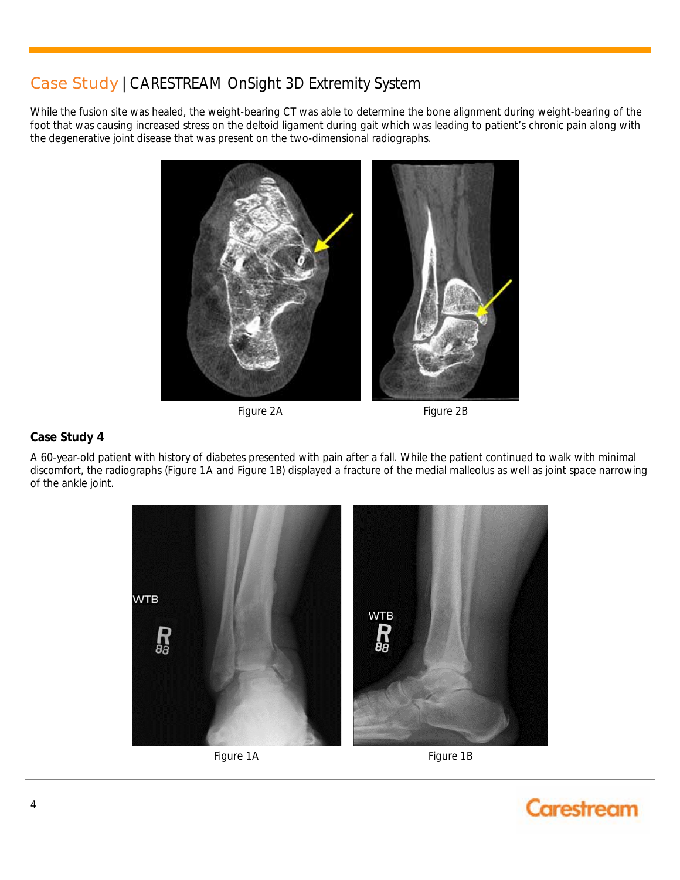## Case Study | CARESTREAM OnSight 3D Extremity System

While the fusion site was healed, the weight-bearing CT was able to determine the bone alignment during weight-bearing of the foot that was causing increased stress on the deltoid ligament during gait which was leading to patient's chronic pain along with the degenerative joint disease that was present on the two-dimensional radiographs.

Figure 2A

Figure 2B

### Case Study 4

A 60-year-old patient with history of diabetes presented with pain after a fall. While the patient continued to walk with minimal discomfort, the radiographs (Figure 1A and Figure 1B) displayed a fracture of the medial malleolus as well as joint space narrowing of the ankle joint.

Figure 1A

Figure 1B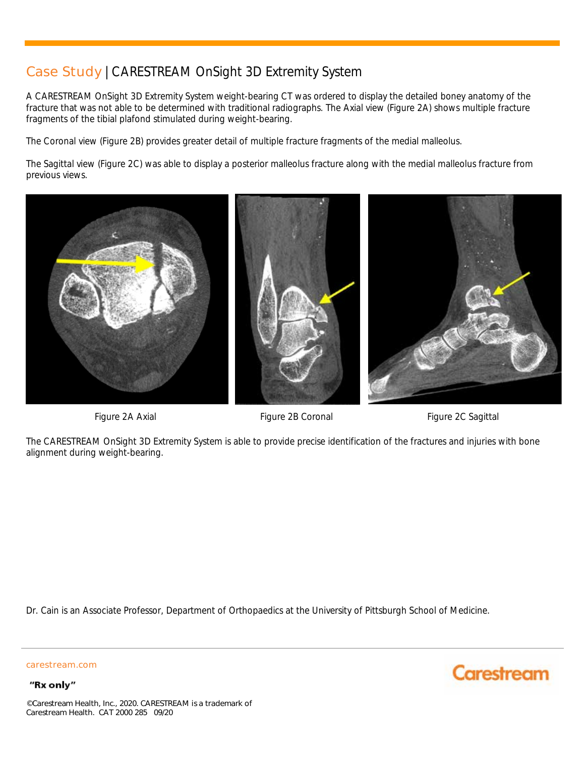## Case Study | CARESTREAM OnSight 3D Extremity System

A CARESTREAM OnSight 3D Extremity System weight-bearing CT was ordered to display the detailed boney anatomy of the fracture that was not able to be determined with traditional radiographs. The Axial view (Figure 2A) shows multiple fracture fragments of the tibial plafond stimulated during weight-bearing.

The Coronal view (Figure 2B) provides greater detail of multiple fracture fragments of the medial malleolus.

The Sagittal view (Figure 2C) was able to display a posterior malleolus fracture along with the medial malleolus fracture from previous views.

Figure 2A Axial

Figure 2B Coronal

Figure 2C Sagittal

The CARESTREAM OnSight 3D Extremity System is able to provide precise identification of the fractures and injuries with bone alignment during weight-bearing.

Dr. Cain is an Associate Professor, Department of Orthopaedics at the University of Pittsburgh School of Medicine.

carestream.com

**"Rx only"**

©Carestream Health, Inc., 2020. CARESTREAM is a trademark of Carestream Health. CAT 2000 285 09/20

Carestream